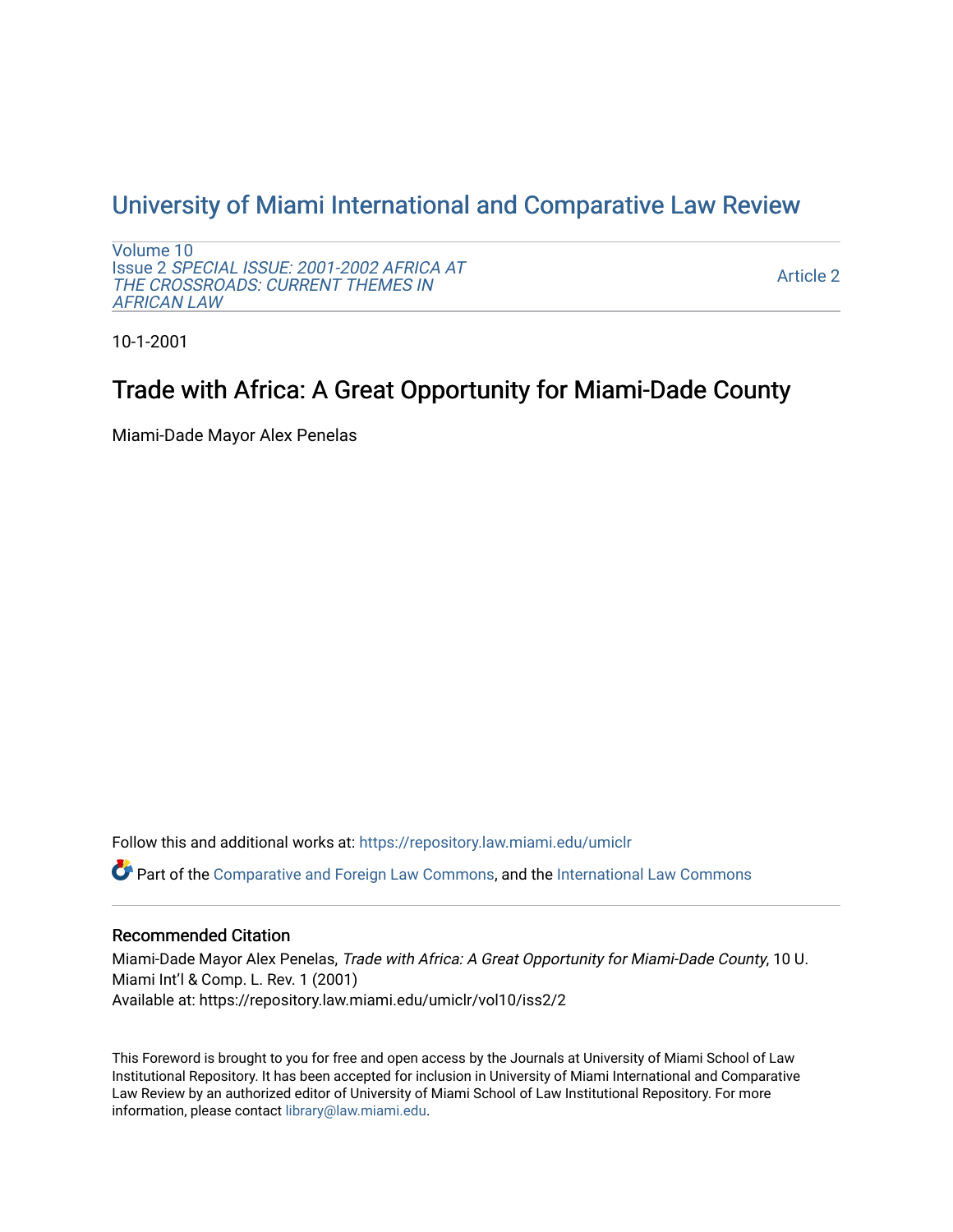# University of Miami International and Comparative Law Review

Volume 10
Issue 2 *SPECIAL ISSUE: 2001-2002 AFRICA AT THE CROSSROADS: CURRENT THEMES IN AFRICAN LAW*

Article 2

10-1-2001

## Trade with Africa: A Great Opportunity for Miami-Dade County

Miami-Dade Mayor Alex Penelas

Follow this and additional works at: https://repository.law.miami.edu/umiclr

Part of the Comparative and Foreign Law Commons, and the International Law Commons

### Recommended Citation

Miami-Dade Mayor Alex Penelas, *Trade with Africa: A Great Opportunity for Miami-Dade County*, 10 U. Miami Int'l & Comp. L. Rev. 1 (2001)
Available at: https://repository.law.miami.edu/umiclr/vol10/iss2/2

This Foreword is brought to you for free and open access by the Journals at University of Miami School of Law Institutional Repository. It has been accepted for inclusion in University of Miami International and Comparative Law Review by an authorized editor of University of Miami School of Law Institutional Repository. For more information, please contact library@law.miami.edu.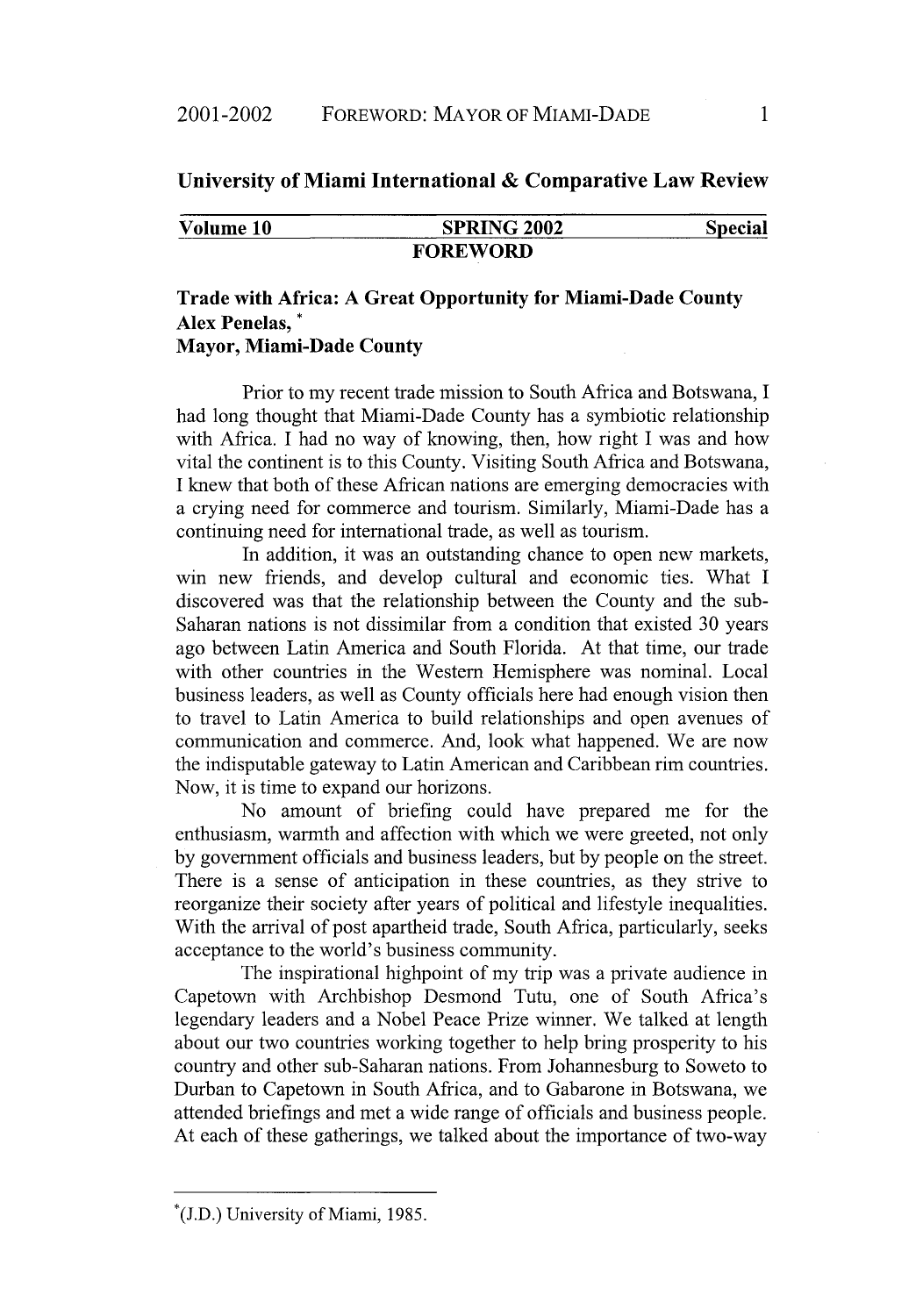**University of Miami International & Comparative Law Review**

| Volume 10 | SPRING 2002 | Special |
| --- | --- | --- |

**FOREWORD**

**Trade with Africa: A Great Opportunity for Miami-Dade County**
**Alex Penelas,** *
**Mayor, Miami-Dade County**

Prior to my recent trade mission to South Africa and Botswana, I had long thought that Miami-Dade County has a symbiotic relationship with Africa. I had no way of knowing, then, how right I was and how vital the continent is to this County. Visiting South Africa and Botswana, I knew that both of these African nations are emerging democracies with a crying need for commerce and tourism. Similarly, Miami-Dade has a continuing need for international trade, as well as tourism.

In addition, it was an outstanding chance to open new markets, win new friends, and develop cultural and economic ties. What I discovered was that the relationship between the County and the sub-Saharan nations is not dissimilar from a condition that existed 30 years ago between Latin America and South Florida. At that time, our trade with other countries in the Western Hemisphere was nominal. Local business leaders, as well as County officials here had enough vision then to travel to Latin America to build relationships and open avenues of communication and commerce. And, look what happened. We are now the indisputable gateway to Latin American and Caribbean rim countries. Now, it is time to expand our horizons.

No amount of briefing could have prepared me for the enthusiasm, warmth and affection with which we were greeted, not only by government officials and business leaders, but by people on the street. There is a sense of anticipation in these countries, as they strive to reorganize their society after years of political and lifestyle inequalities. With the arrival of post apartheid trade, South Africa, particularly, seeks acceptance to the world's business community.

The inspirational highpoint of my trip was a private audience in Capetown with Archbishop Desmond Tutu, one of South Africa's legendary leaders and a Nobel Peace Prize winner. We talked at length about our two countries working together to help bring prosperity to his country and other sub-Saharan nations. From Johannesburg to Soweto to Durban to Capetown in South Africa, and to Gabarone in Botswana, we attended briefings and met a wide range of officials and business people. At each of these gatherings, we talked about the importance of two-way

*(J.D.) University of Miami, 1985.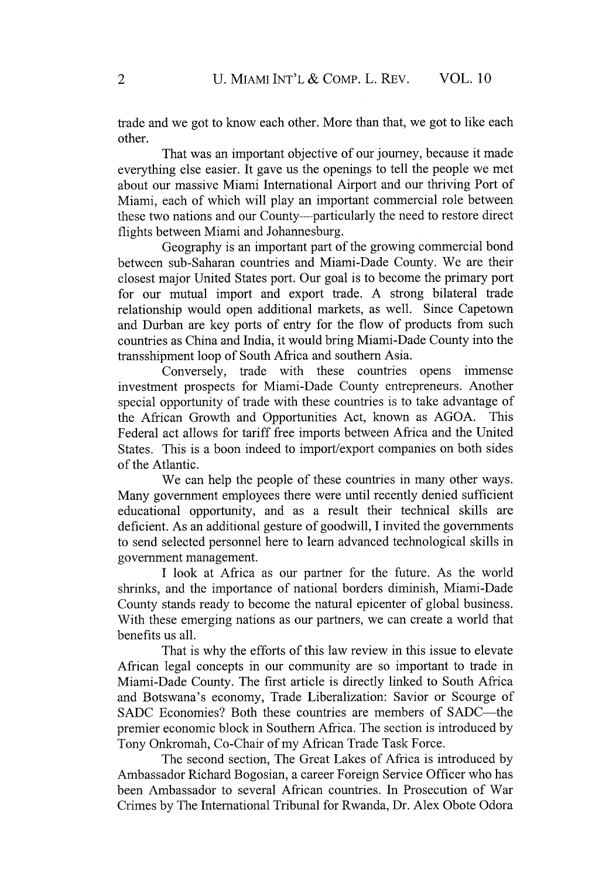trade and we got to know each other. More than that, we got to like each other.

That was an important objective of our journey, because it made everything else easier. It gave us the openings to tell the people we met about our massive Miami International Airport and our thriving Port of Miami, each of which will play an important commercial role between these two nations and our County—particularly the need to restore direct flights between Miami and Johannesburg.

Geography is an important part of the growing commercial bond between sub-Saharan countries and Miami-Dade County. We are their closest major United States port. Our goal is to become the primary port for our mutual import and export trade. A strong bilateral trade relationship would open additional markets, as well. Since Capetown and Durban are key ports of entry for the flow of products from such countries as China and India, it would bring Miami-Dade County into the transshipment loop of South Africa and southern Asia.

Conversely, trade with these countries opens immense investment prospects for Miami-Dade County entrepreneurs. Another special opportunity of trade with these countries is to take advantage of the African Growth and Opportunities Act, known as AGOA. This Federal act allows for tariff free imports between Africa and the United States. This is a boon indeed to import/export companies on both sides of the Atlantic.

We can help the people of these countries in many other ways. Many government employees there were until recently denied sufficient educational opportunity, and as a result their technical skills are deficient. As an additional gesture of goodwill, I invited the governments to send selected personnel here to learn advanced technological skills in government management.

I look at Africa as our partner for the future. As the world shrinks, and the importance of national borders diminish, Miami-Dade County stands ready to become the natural epicenter of global business. With these emerging nations as our partners, we can create a world that benefits us all.

That is why the efforts of this law review in this issue to elevate African legal concepts in our community are so important to trade in Miami-Dade County. The first article is directly linked to South Africa and Botswana's economy, Trade Liberalization: Savior or Scourge of SADC Economies? Both these countries are members of SADC—the premier economic block in Southern Africa. The section is introduced by Tony Onkromah, Co-Chair of my African Trade Task Force.

The second section, The Great Lakes of Africa is introduced by Ambassador Richard Bogosian, a career Foreign Service Officer who has been Ambassador to several African countries. In Prosecution of War Crimes by The International Tribunal for Rwanda, Dr. Alex Obote Odora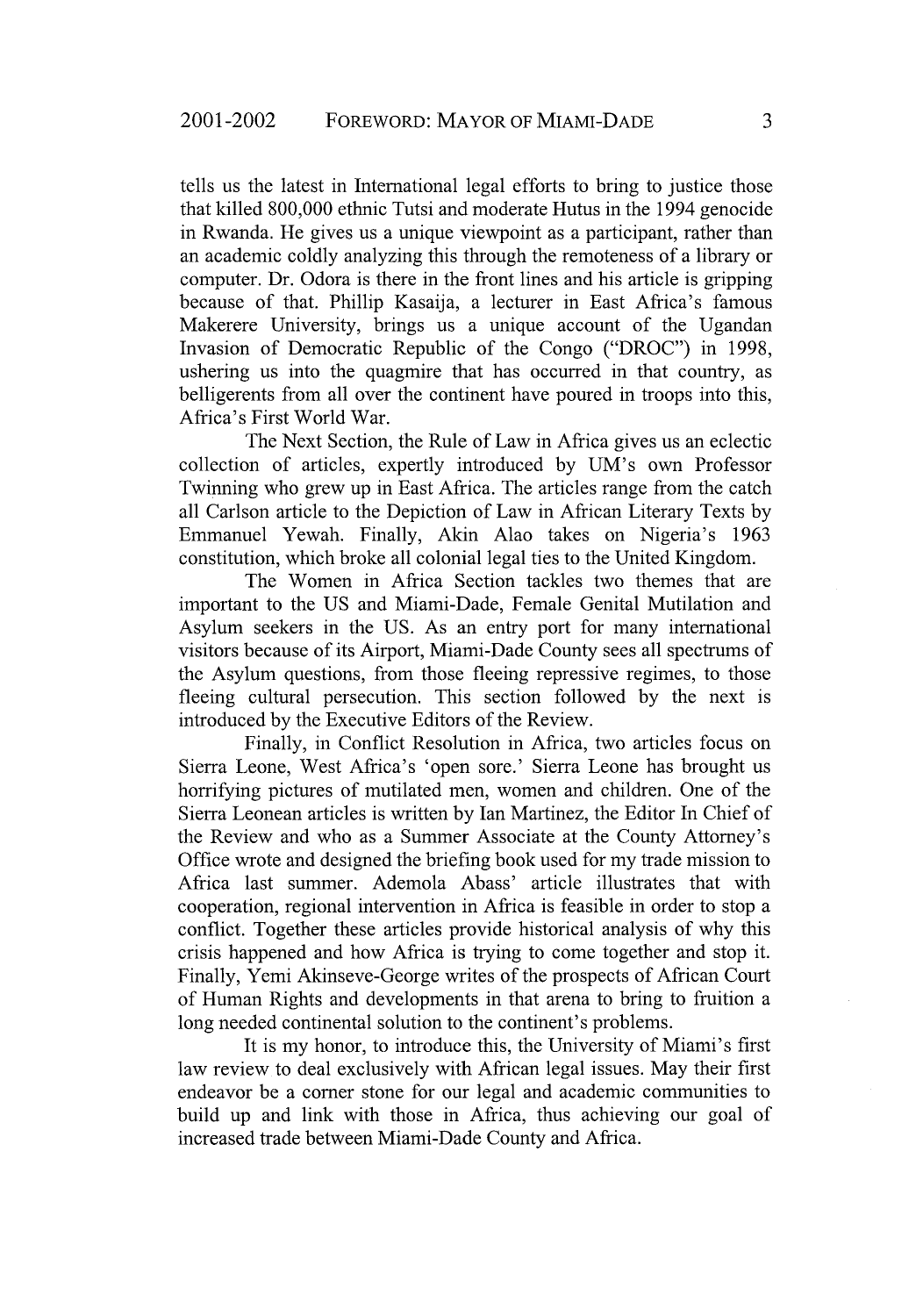tells us the latest in International legal efforts to bring to justice those that killed 800,000 ethnic Tutsi and moderate Hutus in the 1994 genocide in Rwanda. He gives us a unique viewpoint as a participant, rather than an academic coldly analyzing this through the remoteness of a library or computer. Dr. Odora is there in the front lines and his article is gripping because of that. Phillip Kasaija, a lecturer in East Africa's famous Makerere University, brings us a unique account of the Ugandan Invasion of Democratic Republic of the Congo ("DROC") in 1998, ushering us into the quagmire that has occurred in that country, as belligerents from all over the continent have poured in troops into this, Africa's First World War.

The Next Section, the Rule of Law in Africa gives us an eclectic collection of articles, expertly introduced by UM's own Professor Twinning who grew up in East Africa. The articles range from the catch all Carlson article to the Depiction of Law in African Literary Texts by Emmanuel Yewah. Finally, Akin Alao takes on Nigeria's 1963 constitution, which broke all colonial legal ties to the United Kingdom.

The Women in Africa Section tackles two themes that are important to the US and Miami-Dade, Female Genital Mutilation and Asylum seekers in the US. As an entry port for many international visitors because of its Airport, Miami-Dade County sees all spectrums of the Asylum questions, from those fleeing repressive regimes, to those fleeing cultural persecution. This section followed by the next is introduced by the Executive Editors of the Review.

Finally, in Conflict Resolution in Africa, two articles focus on Sierra Leone, West Africa's 'open sore.' Sierra Leone has brought us horrifying pictures of mutilated men, women and children. One of the Sierra Leonean articles is written by Ian Martinez, the Editor In Chief of the Review and who as a Summer Associate at the County Attorney's Office wrote and designed the briefing book used for my trade mission to Africa last summer. Ademola Abass' article illustrates that with cooperation, regional intervention in Africa is feasible in order to stop a conflict. Together these articles provide historical analysis of why this crisis happened and how Africa is trying to come together and stop it. Finally, Yemi Akinseve-George writes of the prospects of African Court of Human Rights and developments in that arena to bring to fruition a long needed continental solution to the continent's problems.

It is my honor, to introduce this, the University of Miami's first law review to deal exclusively with African legal issues. May their first endeavor be a corner stone for our legal and academic communities to build up and link with those in Africa, thus achieving our goal of increased trade between Miami-Dade County and Africa.